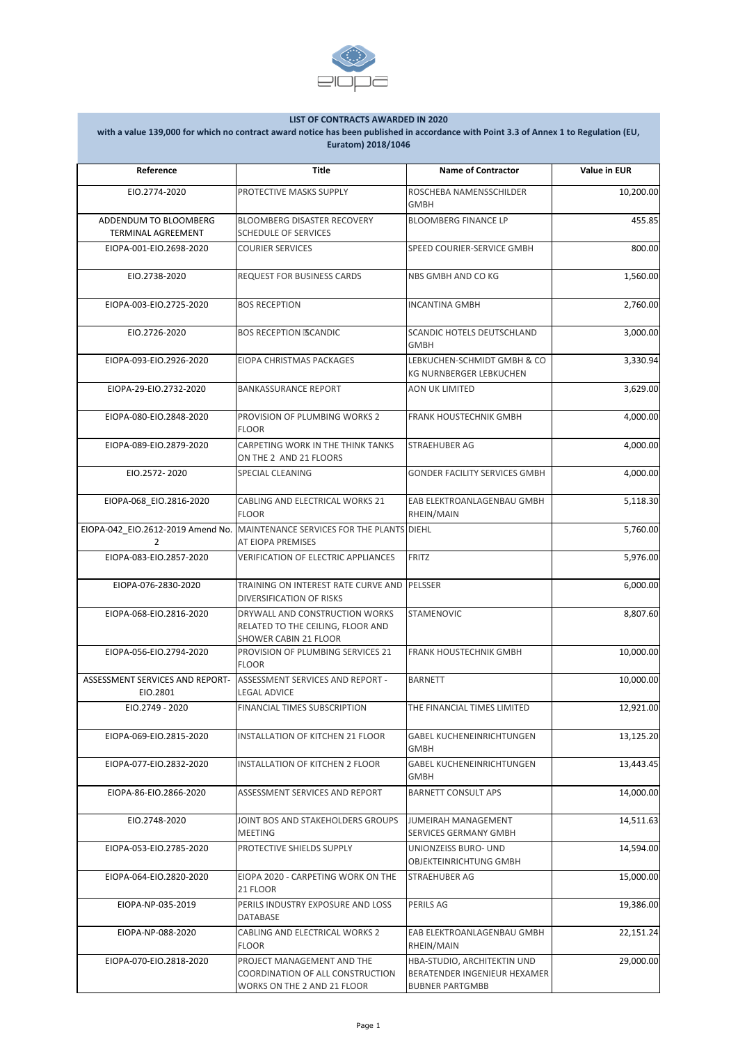**LIST OF CONTRACTS AWARDED IN 2020**

**with a value 139,000 for which no contract award notice has been published in accordance with Point 3.3 of Annex 1 to Regulation (EU, Euratom) 2018/1046**

| Reference | Title | Name of Contractor | Value in EUR |
|---|---|---|---|
| EIO.2774-2020 | PROTECTIVE MASKS SUPPLY | ROSCHEBA NAMENSSCHILDER GMBH | 10,200.00 |
| ADDENDUM TO BLOOMBERG TERMINAL AGREEMENT | BLOOMBERG DISASTER RECOVERY SCHEDULE OF SERVICES | BLOOMBERG FINANCE LP | 455.85 |
| EIOPA-001-EIO.2698-2020 | COURIER SERVICES | SPEED COURIER-SERVICE GMBH | 800.00 |
| EIO.2738-2020 | REQUEST FOR BUSINESS CARDS | NBS GMBH AND CO KG | 1,560.00 |
| EIOPA-003-EIO.2725-2020 | BOS RECEPTION | INCANTINA GMBH | 2,760.00 |
| EIO.2726-2020 | BOS RECEPTION SCANDIC | SCANDIC HOTELS DEUTSCHLAND GMBH | 3,000.00 |
| EIOPA-093-EIO.2926-2020 | EIOPA CHRISTMAS PACKAGES | LEBKUCHEN-SCHMIDT GMBH & CO KG NURNBERGER LEBKUCHEN | 3,330.94 |
| EIOPA-29-EIO.2732-2020 | BANKASSURANCE REPORT | AON UK LIMITED | 3,629.00 |
| EIOPA-080-EIO.2848-2020 | PROVISION OF PLUMBING WORKS 2 FLOOR | FRANK HOUSTECHNIK GMBH | 4,000.00 |
| EIOPA-089-EIO.2879-2020 | CARPETING WORK IN THE THINK TANKS ON THE 2 AND 21 FLOORS | STRAEHUBER AG | 4,000.00 |
| EIO.2572- 2020 | SPECIAL CLEANING | GONDER FACILITY SERVICES GMBH | 4,000.00 |
| EIOPA-068_EIO.2816-2020 | CABLING AND ELECTRICAL WORKS 21 FLOOR | EAB ELEKTROANLAGENBAU GMBH RHEIN/MAIN | 5,118.30 |
| EIOPA-042_EIO.2612-2019 Amend No. 2 | MAINTENANCE SERVICES FOR THE PLANTS AT EIOPA PREMISES | DIEHL | 5,760.00 |
| EIOPA-083-EIO.2857-2020 | VERIFICATION OF ELECTRIC APPLIANCES | FRITZ | 5,976.00 |
| EIOPA-076-2830-2020 | TRAINING ON INTEREST RATE CURVE AND DIVERSIFICATION OF RISKS | PELSSER | 6,000.00 |
| EIOPA-068-EIO.2816-2020 | DRYWALL AND CONSTRUCTION WORKS RELATED TO THE CEILING, FLOOR AND SHOWER CABIN 21 FLOOR | STAMENOVIC | 8,807.60 |
| EIOPA-056-EIO.2794-2020 | PROVISION OF PLUMBING SERVICES 21 FLOOR | FRANK HOUSTECHNIK GMBH | 10,000.00 |
| ASSESSMENT SERVICES AND REPORT-EIO.2801 | ASSESSMENT SERVICES AND REPORT - LEGAL ADVICE | BARNETT | 10,000.00 |
| EIO.2749 - 2020 | FINANCIAL TIMES SUBSCRIPTION | THE FINANCIAL TIMES LIMITED | 12,921.00 |
| EIOPA-069-EIO.2815-2020 | INSTALLATION OF KITCHEN 21 FLOOR | GABEL KUCHENEINRICHTUNGEN GMBH | 13,125.20 |
| EIOPA-077-EIO.2832-2020 | INSTALLATION OF KITCHEN 2 FLOOR | GABEL KUCHENEINRICHTUNGEN GMBH | 13,443.45 |
| EIOPA-86-EIO.2866-2020 | ASSESSMENT SERVICES AND REPORT | BARNETT CONSULT APS | 14,000.00 |
| EIO.2748-2020 | JOINT BOS AND STAKEHOLDERS GROUPS MEETING | JUMEIRAH MANAGEMENT SERVICES GERMANY GMBH | 14,511.63 |
| EIOPA-053-EIO.2785-2020 | PROTECTIVE SHIELDS SUPPLY | UNIONZEISS BURO- UND OBJEKTEINRICHTUNG GMBH | 14,594.00 |
| EIOPA-064-EIO.2820-2020 | EIOPA 2020 - CARPETING WORK ON THE 21 FLOOR | STRAEHUBER AG | 15,000.00 |
| EIOPA-NP-035-2019 | PERILS INDUSTRY EXPOSURE AND LOSS DATABASE | PERILS AG | 19,386.00 |
| EIOPA-NP-088-2020 | CABLING AND ELECTRICAL WORKS 2 FLOOR | EAB ELEKTROANLAGENBAU GMBH RHEIN/MAIN | 22,151.24 |
| EIOPA-070-EIO.2818-2020 | PROJECT MANAGEMENT AND THE COORDINATION OF ALL CONSTRUCTION WORKS ON THE 2 AND 21 FLOOR | HBA-STUDIO, ARCHITEKTIN UND BERATENDER INGENIEUR HEXAMER BUBNER PARTGMBB | 29,000.00 |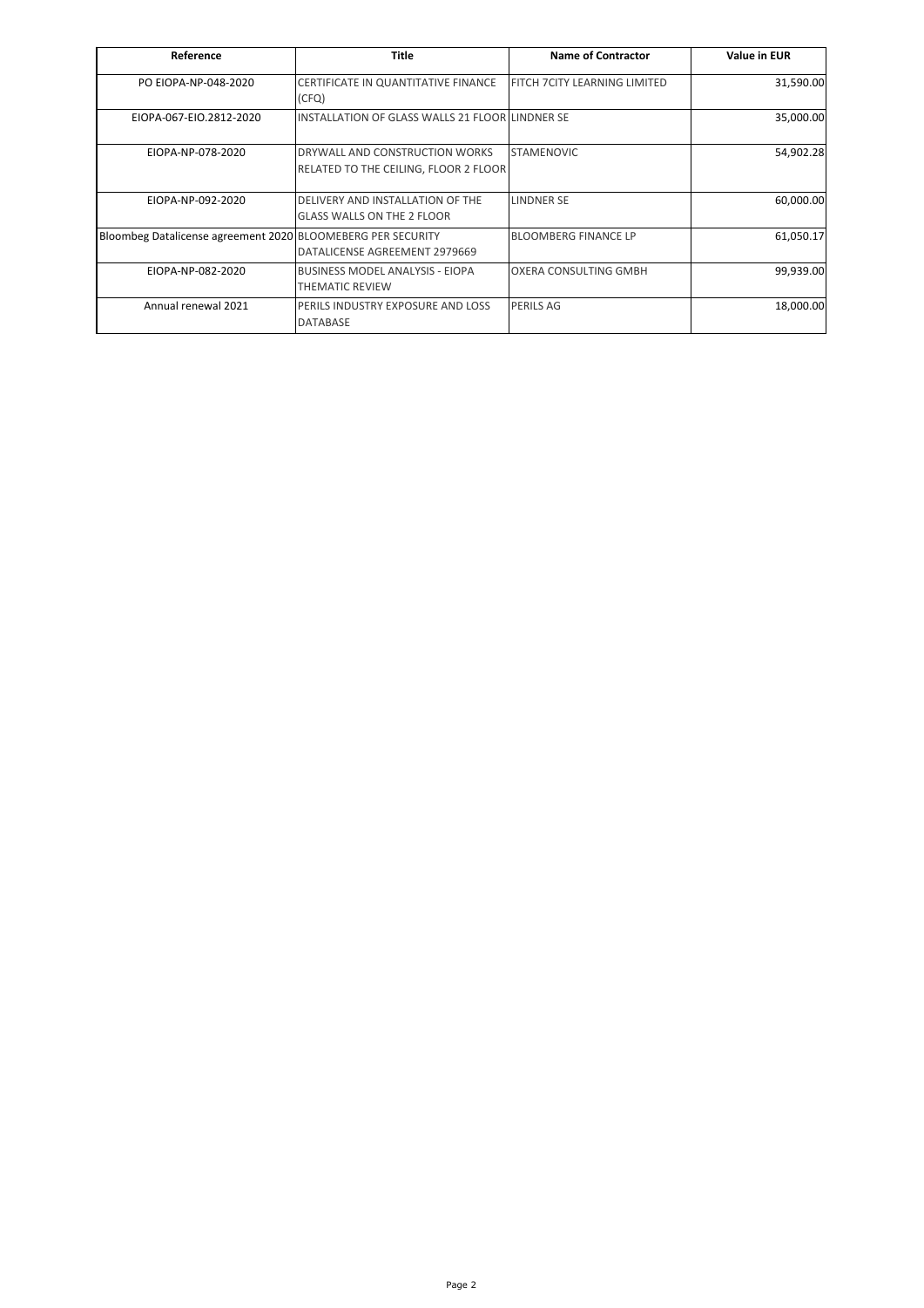| Reference | Title | Name of Contractor | Value in EUR |
|---|---|---|---|
| PO EIOPA-NP-048-2020 | CERTIFICATE IN QUANTITATIVE FINANCE (CFQ) | FITCH 7CITY LEARNING LIMITED | 31,590.00 |
| EIOPA-067-EIO.2812-2020 | INSTALLATION OF GLASS WALLS 21 FLOOR | LINDNER SE | 35,000.00 |
| EIOPA-NP-078-2020 | DRYWALL AND CONSTRUCTION WORKS RELATED TO THE CEILING, FLOOR 2 FLOOR | STAMENOVIC | 54,902.28 |
| EIOPA-NP-092-2020 | DELIVERY AND INSTALLATION OF THE GLASS WALLS ON THE 2 FLOOR | LINDNER SE | 60,000.00 |
| Bloombeg Datalicense agreement 2020 | BLOOMEBERG PER SECURITY DATALICENSE AGREEMENT 2979669 | BLOOMBERG FINANCE LP | 61,050.17 |
| EIOPA-NP-082-2020 | BUSINESS MODEL ANALYSIS - EIOPA THEMATIC REVIEW | OXERA CONSULTING GMBH | 99,939.00 |
| Annual renewal 2021 | PERILS INDUSTRY EXPOSURE AND LOSS DATABASE | PERILS AG | 18,000.00 |